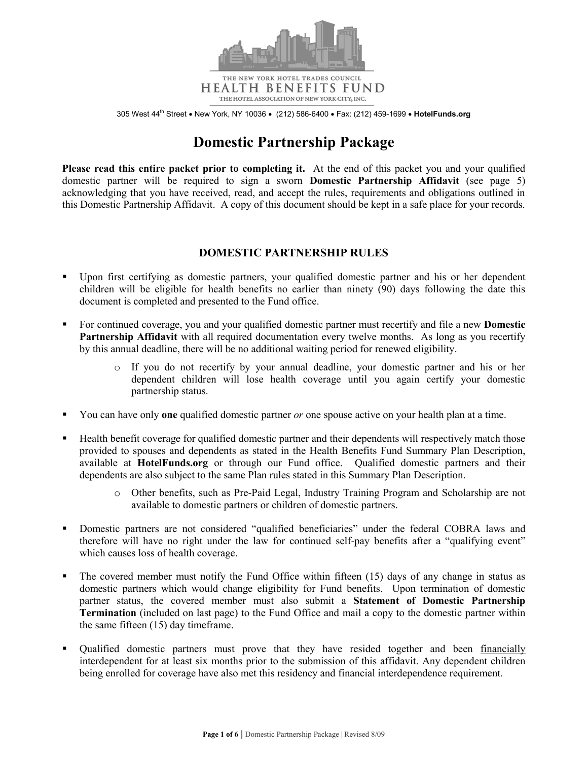THE NEW YORK HOTEL TRADES COUNCIL
HEALTH BENEFITS FUND
THE HOTEL ASSOCIATION OF NEW YORK CITY, INC.

305 West 44th Street • New York, NY 10036 • (212) 586-6400 • Fax: (212) 459-1699 • **HotelFunds.org**

# Domestic Partnership Package

**Please read this entire packet prior to completing it.** At the end of this packet you and your qualified domestic partner will be required to sign a sworn **Domestic Partnership Affidavit** (see page 5) acknowledging that you have received, read, and accept the rules, requirements and obligations outlined in this Domestic Partnership Affidavit. A copy of this document should be kept in a safe place for your records.

## DOMESTIC PARTNERSHIP RULES

- Upon first certifying as domestic partners, your qualified domestic partner and his or her dependent children will be eligible for health benefits no earlier than ninety (90) days following the date this document is completed and presented to the Fund office.
- For continued coverage, you and your qualified domestic partner must recertify and file a new **Domestic Partnership Affidavit** with all required documentation every twelve months. As long as you recertify by this annual deadline, there will be no additional waiting period for renewed eligibility.
  - If you do not recertify by your annual deadline, your domestic partner and his or her dependent children will lose health coverage until you again certify your domestic partnership status.
- You can have only **one** qualified domestic partner *or* one spouse active on your health plan at a time.
- Health benefit coverage for qualified domestic partner and their dependents will respectively match those provided to spouses and dependents as stated in the Health Benefits Fund Summary Plan Description, available at **HotelFunds.org** or through our Fund office. Qualified domestic partners and their dependents are also subject to the same Plan rules stated in this Summary Plan Description.
  - Other benefits, such as Pre-Paid Legal, Industry Training Program and Scholarship are not available to domestic partners or children of domestic partners.
- Domestic partners are not considered "qualified beneficiaries" under the federal COBRA laws and therefore will have no right under the law for continued self-pay benefits after a "qualifying event" which causes loss of health coverage.
- The covered member must notify the Fund Office within fifteen (15) days of any change in status as domestic partners which would change eligibility for Fund benefits. Upon termination of domestic partner status, the covered member must also submit a **Statement of Domestic Partnership Termination** (included on last page) to the Fund Office and mail a copy to the domestic partner within the same fifteen (15) day timeframe.
- Qualified domestic partners must prove that they have resided together and been financially interdependent for at least six months prior to the submission of this affidavit. Any dependent children being enrolled for coverage have also met this residency and financial interdependence requirement.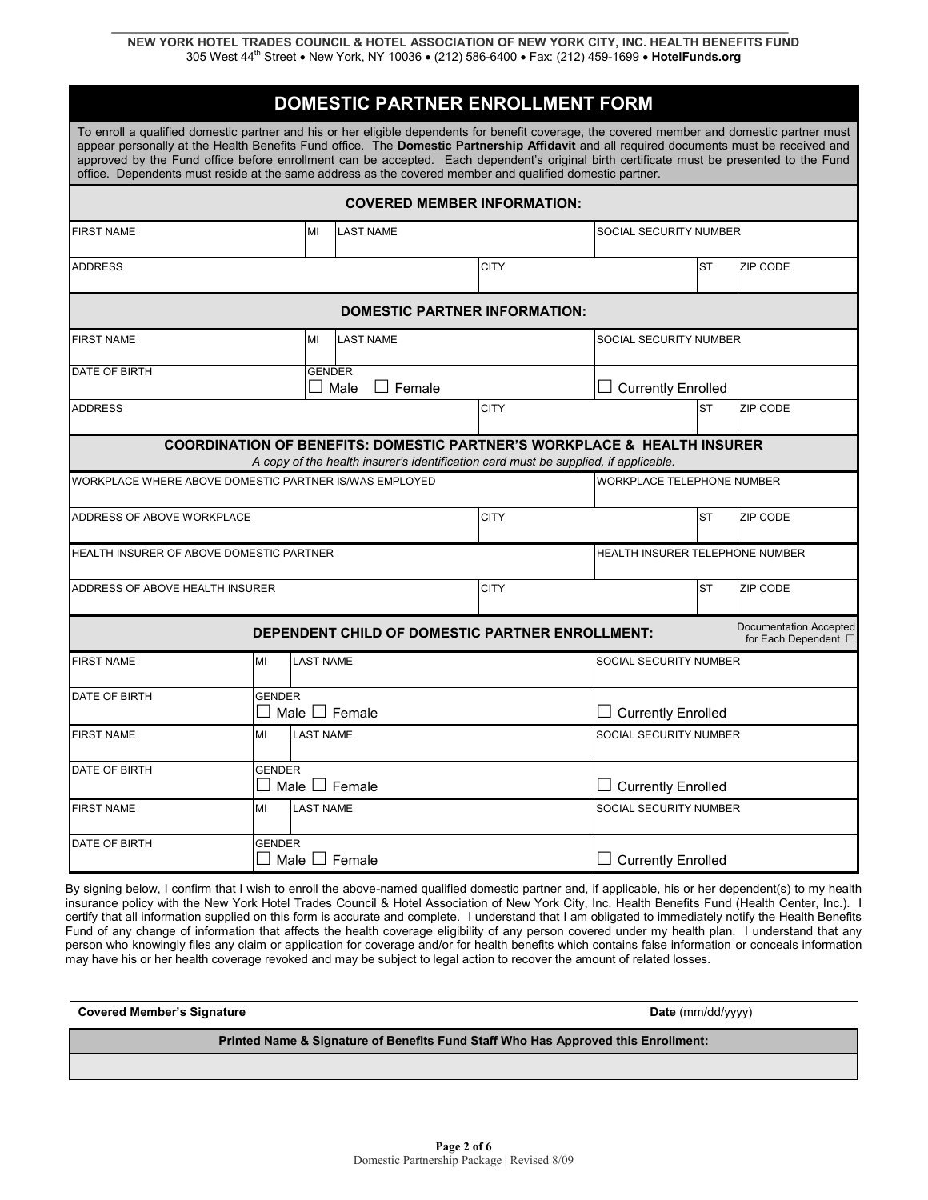**NEW YORK HOTEL TRADES COUNCIL & HOTEL ASSOCIATION OF NEW YORK CITY, INC. HEALTH BENEFITS FUND**
305 West 44th Street • New York, NY 10036 • (212) 586-6400 • Fax: (212) 459-1699 • **HotelFunds.org**

# DOMESTIC PARTNER ENROLLMENT FORM

To enroll a qualified domestic partner and his or her eligible dependents for benefit coverage, the covered member and domestic partner must appear personally at the Health Benefits Fund office. The **Domestic Partnership Affidavit** and all required documents must be received and approved by the Fund office before enrollment can be accepted. Each dependent's original birth certificate must be presented to the Fund office. Dependents must reside at the same address as the covered member and qualified domestic partner.

## COVERED MEMBER INFORMATION:

| FIRST NAME | MI | LAST NAME | | SOCIAL SECURITY NUMBER | |
|---|---|---|---|---|---|
| ADDRESS | | | CITY | ST | ZIP CODE |

## DOMESTIC PARTNER INFORMATION:

| FIRST NAME | MI | LAST NAME | | SOCIAL SECURITY NUMBER | |
|---|---|---|---|---|---|
| DATE OF BIRTH | GENDER ☐ Male ☐ Female | | | ☐ Currently Enrolled | |
| ADDRESS | | | CITY | ST | ZIP CODE |

## COORDINATION OF BENEFITS: DOMESTIC PARTNER'S WORKPLACE & HEALTH INSURER

*A copy of the health insurer's identification card must be supplied, if applicable.*

| WORKPLACE WHERE ABOVE DOMESTIC PARTNER IS/WAS EMPLOYED | | WORKPLACE TELEPHONE NUMBER | |
|---|---|---|---|
| ADDRESS OF ABOVE WORKPLACE | CITY | ST | ZIP CODE |
| HEALTH INSURER OF ABOVE DOMESTIC PARTNER | | HEALTH INSURER TELEPHONE NUMBER | |
| ADDRESS OF ABOVE HEALTH INSURER | CITY | ST | ZIP CODE |

## DEPENDENT CHILD OF DOMESTIC PARTNER ENROLLMENT:

Documentation Accepted for Each Dependent ☐

| FIRST NAME | MI | LAST NAME | SOCIAL SECURITY NUMBER |
|---|---|---|---|
| DATE OF BIRTH | GENDER ☐ Male ☐ Female | | ☐ Currently Enrolled |
| FIRST NAME | MI | LAST NAME | SOCIAL SECURITY NUMBER |
| DATE OF BIRTH | GENDER ☐ Male ☐ Female | | ☐ Currently Enrolled |
| FIRST NAME | MI | LAST NAME | SOCIAL SECURITY NUMBER |
| DATE OF BIRTH | GENDER ☐ Male ☐ Female | | ☐ Currently Enrolled |

By signing below, I confirm that I wish to enroll the above-named qualified domestic partner and, if applicable, his or her dependent(s) to my health insurance policy with the New York Hotel Trades Council & Hotel Association of New York City, Inc. Health Benefits Fund (Health Center, Inc.). I certify that all information supplied on this form is accurate and complete. I understand that I am obligated to immediately notify the Health Benefits Fund of any change of information that affects the health coverage eligibility of any person covered under my health plan. I understand that any person who knowingly files any claim or application for coverage and/or for health benefits which contains false information or conceals information may have his or her health coverage revoked and may be subject to legal action to recover the amount of related losses.

**Covered Member's Signature** **Date** (mm/dd/yyyy)

**Printed Name & Signature of Benefits Fund Staff Who Has Approved this Enrollment:**

Domestic Partnership Package | Revised 8/09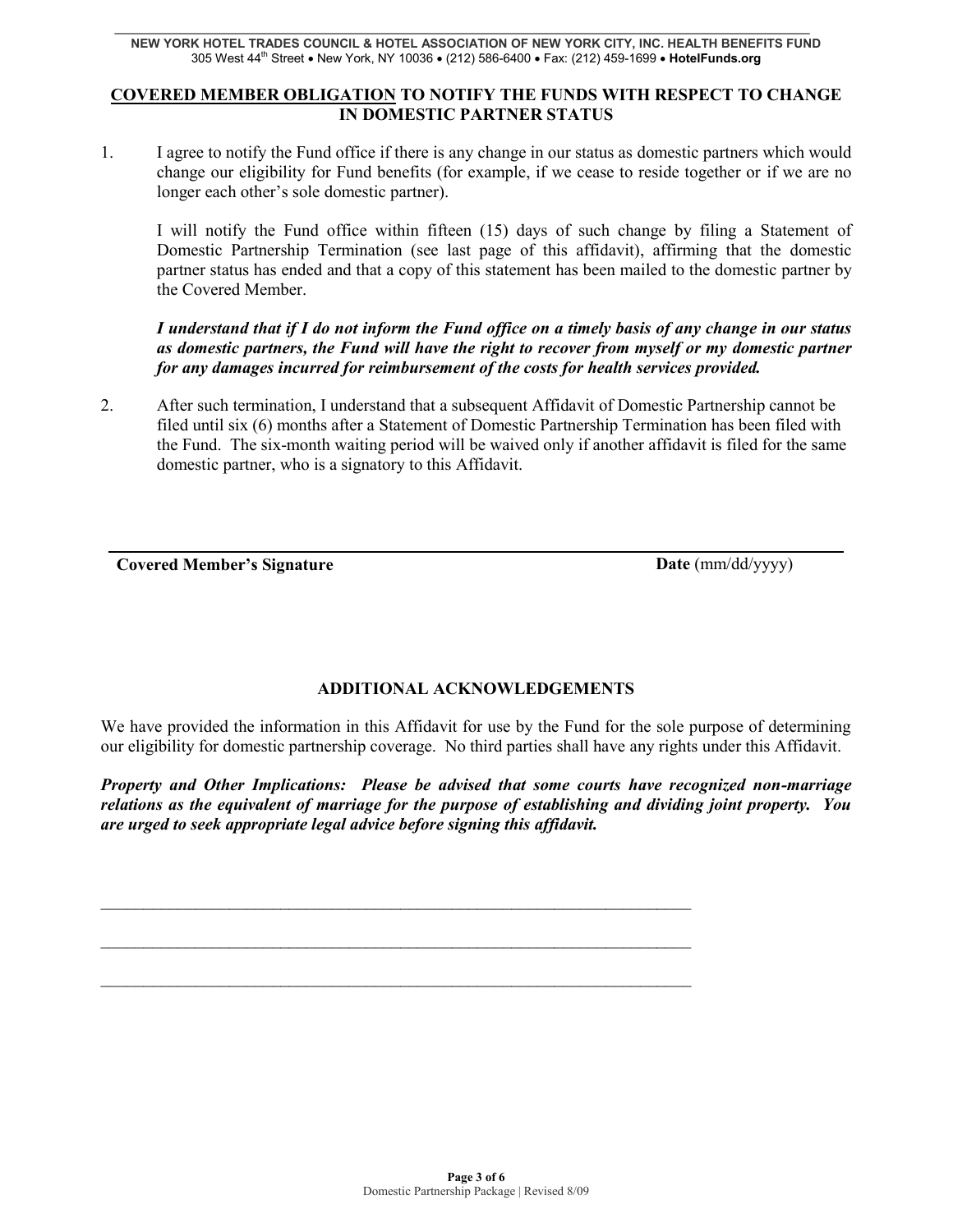## COVERED MEMBER OBLIGATION TO NOTIFY THE FUNDS WITH RESPECT TO CHANGE IN DOMESTIC PARTNER STATUS

1. I agree to notify the Fund office if there is any change in our status as domestic partners which would change our eligibility for Fund benefits (for example, if we cease to reside together or if we are no longer each other's sole domestic partner).

   I will notify the Fund office within fifteen (15) days of such change by filing a Statement of Domestic Partnership Termination (see last page of this affidavit), affirming that the domestic partner status has ended and that a copy of this statement has been mailed to the domestic partner by the Covered Member.

   ***I understand that if I do not inform the Fund office on a timely basis of any change in our status as domestic partners, the Fund will have the right to recover from myself or my domestic partner for any damages incurred for reimbursement of the costs for health services provided.***

2. After such termination, I understand that a subsequent Affidavit of Domestic Partnership cannot be filed until six (6) months after a Statement of Domestic Partnership Termination has been filed with the Fund. The six-month waiting period will be waived only if another affidavit is filed for the same domestic partner, who is a signatory to this Affidavit.

______________________________________________________________________

**Covered Member's Signature** **Date** (mm/dd/yyyy)

## ADDITIONAL ACKNOWLEDGEMENTS

We have provided the information in this Affidavit for use by the Fund for the sole purpose of determining our eligibility for domestic partnership coverage. No third parties shall have any rights under this Affidavit.

***Property and Other Implications: Please be advised that some courts have recognized non-marriage relations as the equivalent of marriage for the purpose of establishing and dividing joint property. You are urged to seek appropriate legal advice before signing this affidavit.***

______________________________________________________________________

______________________________________________________________________

______________________________________________________________________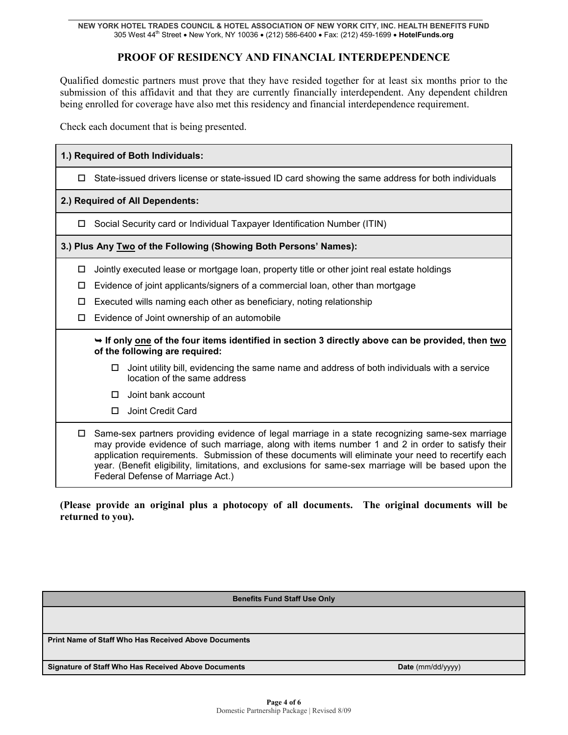NEW YORK HOTEL TRADES COUNCIL & HOTEL ASSOCIATION OF NEW YORK CITY, INC. HEALTH BENEFITS FUND
305 West 44th Street • New York, NY 10036 • (212) 586-6400 • Fax: (212) 459-1699 • **HotelFunds.org**

# PROOF OF RESIDENCY AND FINANCIAL INTERDEPENDENCE

Qualified domestic partners must prove that they have resided together for at least six months prior to the submission of this affidavit and that they are currently financially interdependent. Any dependent children being enrolled for coverage have also met this residency and financial interdependence requirement.

Check each document that is being presented.

**1.) Required of Both Individuals:**

- ☐ State-issued drivers license or state-issued ID card showing the same address for both individuals

**2.) Required of All Dependents:**

- ☐ Social Security card or Individual Taxpayer Identification Number (ITIN)

**3.) Plus Any Two of the Following (Showing Both Persons' Names):**

- ☐ Jointly executed lease or mortgage loan, property title or other joint real estate holdings
- ☐ Evidence of joint applicants/signers of a commercial loan, other than mortgage
- ☐ Executed wills naming each other as beneficiary, noting relationship
- ☐ Evidence of Joint ownership of an automobile

➥ **If only one of the four items identified in section 3 directly above can be provided, then two of the following are required:**

- ☐ Joint utility bill, evidencing the same name and address of both individuals with a service location of the same address
- ☐ Joint bank account
- ☐ Joint Credit Card

☐ Same-sex partners providing evidence of legal marriage in a state recognizing same-sex marriage may provide evidence of such marriage, along with items number 1 and 2 in order to satisfy their application requirements. Submission of these documents will eliminate your need to recertify each year. (Benefit eligibility, limitations, and exclusions for same-sex marriage will be based upon the Federal Defense of Marriage Act.)

**(Please provide an original plus a photocopy of all documents. The original documents will be returned to you).**

| Benefits Fund Staff Use Only | |
|---|---|
| | |
| **Print Name of Staff Who Has Received Above Documents** | |
| **Signature of Staff Who Has Received Above Documents** | **Date** (mm/dd/yyyy) |

Domestic Partnership Package | Revised 8/09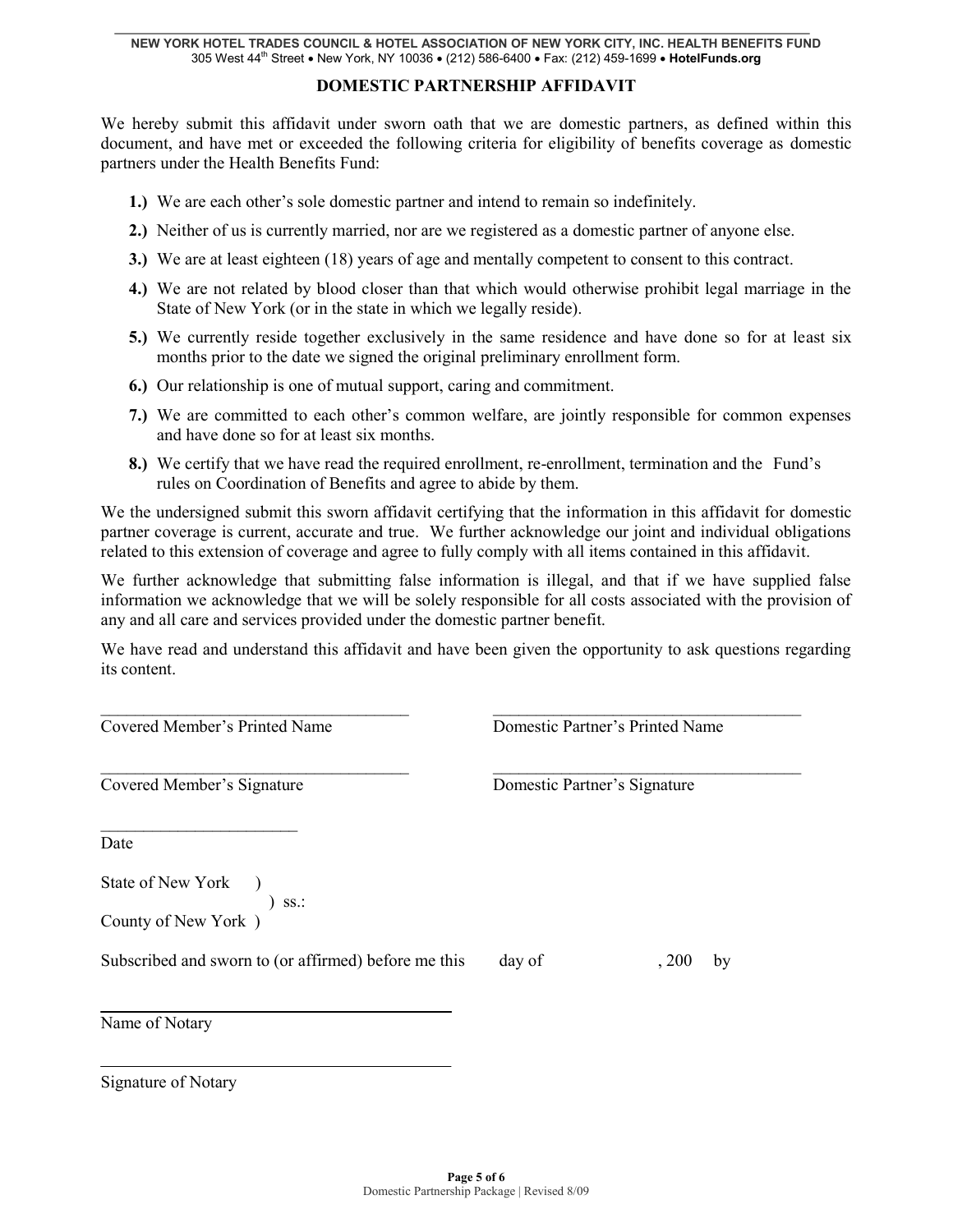NEW YORK HOTEL TRADES COUNCIL & HOTEL ASSOCIATION OF NEW YORK CITY, INC. HEALTH BENEFITS FUND
305 West 44th Street • New York, NY 10036 • (212) 586-6400 • Fax: (212) 459-1699 • **HotelFunds.org**

## DOMESTIC PARTNERSHIP AFFIDAVIT

We hereby submit this affidavit under sworn oath that we are domestic partners, as defined within this document, and have met or exceeded the following criteria for eligibility of benefits coverage as domestic partners under the Health Benefits Fund:

**1.)** We are each other's sole domestic partner and intend to remain so indefinitely.

**2.)** Neither of us is currently married, nor are we registered as a domestic partner of anyone else.

**3.)** We are at least eighteen (18) years of age and mentally competent to consent to this contract.

**4.)** We are not related by blood closer than that which would otherwise prohibit legal marriage in the State of New York (or in the state in which we legally reside).

**5.)** We currently reside together exclusively in the same residence and have done so for at least six months prior to the date we signed the original preliminary enrollment form.

**6.)** Our relationship is one of mutual support, caring and commitment.

**7.)** We are committed to each other's common welfare, are jointly responsible for common expenses and have done so for at least six months.

**8.)** We certify that we have read the required enrollment, re-enrollment, termination and the Fund's rules on Coordination of Benefits and agree to abide by them.

We the undersigned submit this sworn affidavit certifying that the information in this affidavit for domestic partner coverage is current, accurate and true. We further acknowledge our joint and individual obligations related to this extension of coverage and agree to fully comply with all items contained in this affidavit.

We further acknowledge that submitting false information is illegal, and that if we have supplied false information we acknowledge that we will be solely responsible for all costs associated with the provision of any and all care and services provided under the domestic partner benefit.

We have read and understand this affidavit and have been given the opportunity to ask questions regarding its content.

_____________________________________ _____________________________________
Covered Member's Printed Name Domestic Partner's Printed Name

_____________________________________ _____________________________________
Covered Member's Signature Domestic Partner's Signature

_______________________
Date

State of New York )
) ss.:
County of New York )

Subscribed and sworn to (or affirmed) before me this day of , 200 by

_________________________________________
Name of Notary

_________________________________________
Signature of Notary

Domestic Partnership Package | Revised 8/09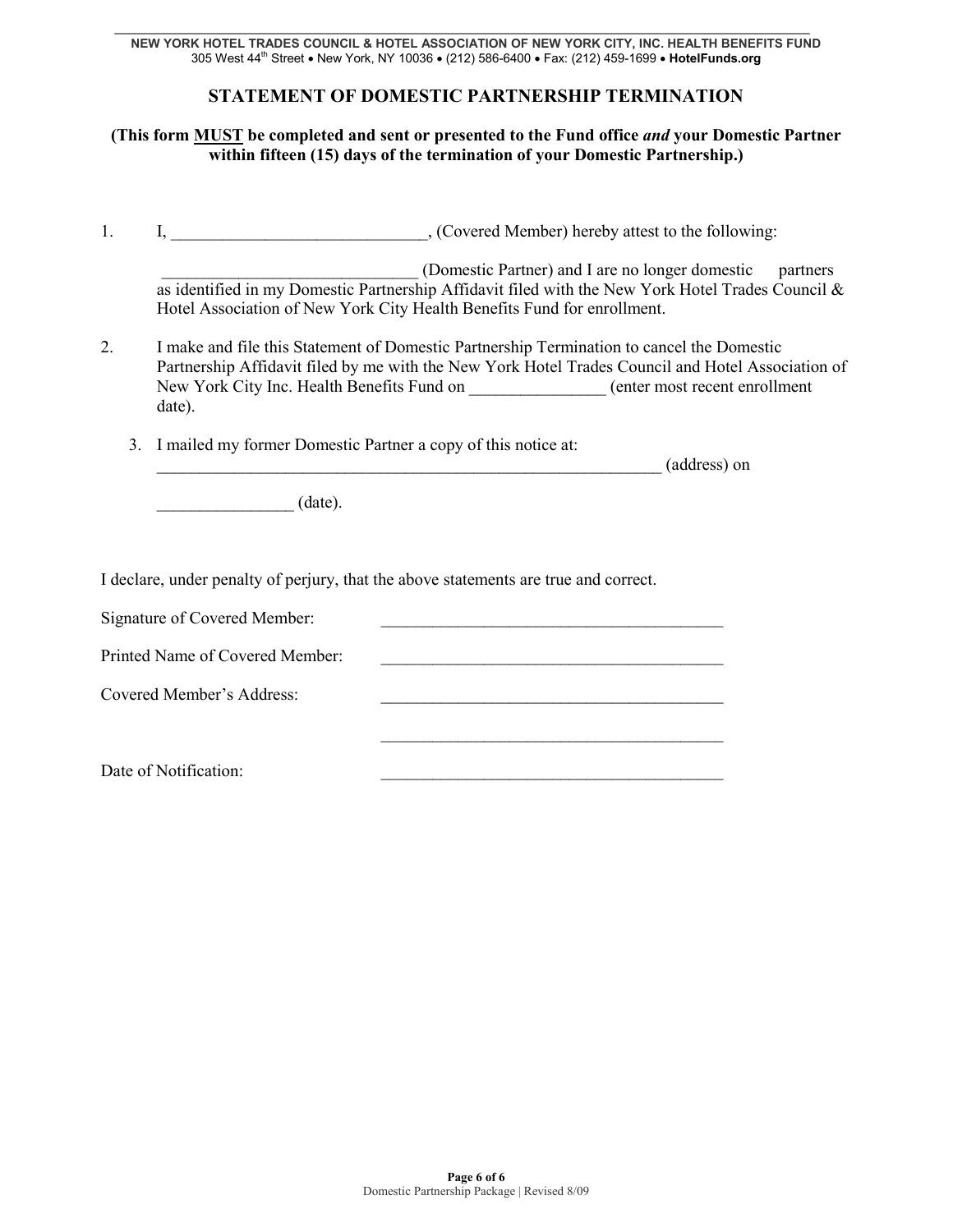NEW YORK HOTEL TRADES COUNCIL & HOTEL ASSOCIATION OF NEW YORK CITY, INC. HEALTH BENEFITS FUND
305 West 44th Street • New York, NY 10036 • (212) 586-6400 • Fax: (212) 459-1699 • **HotelFunds.org**

# STATEMENT OF DOMESTIC PARTNERSHIP TERMINATION

**(This form MUST be completed and sent or presented to the Fund office *and* your Domestic Partner within fifteen (15) days of the termination of your Domestic Partnership.)**

1. I, ______________________________, (Covered Member) hereby attest to the following:

   ______________________________ (Domestic Partner) and I are no longer domestic partners as identified in my Domestic Partnership Affidavit filed with the New York Hotel Trades Council & Hotel Association of New York City Health Benefits Fund for enrollment.

2. I make and file this Statement of Domestic Partnership Termination to cancel the Domestic Partnership Affidavit filed by me with the New York Hotel Trades Council and Hotel Association of New York City Inc. Health Benefits Fund on ________________ (enter most recent enrollment date).

3. I mailed my former Domestic Partner a copy of this notice at: _______________________________________________________________ (address) on

   ________________ (date).

I declare, under penalty of perjury, that the above statements are true and correct.

Signature of Covered Member: __________________________________________

Printed Name of Covered Member: __________________________________________

Covered Member's Address: __________________________________________

__________________________________________

Date of Notification: __________________________________________

Domestic Partnership Package | Revised 8/09